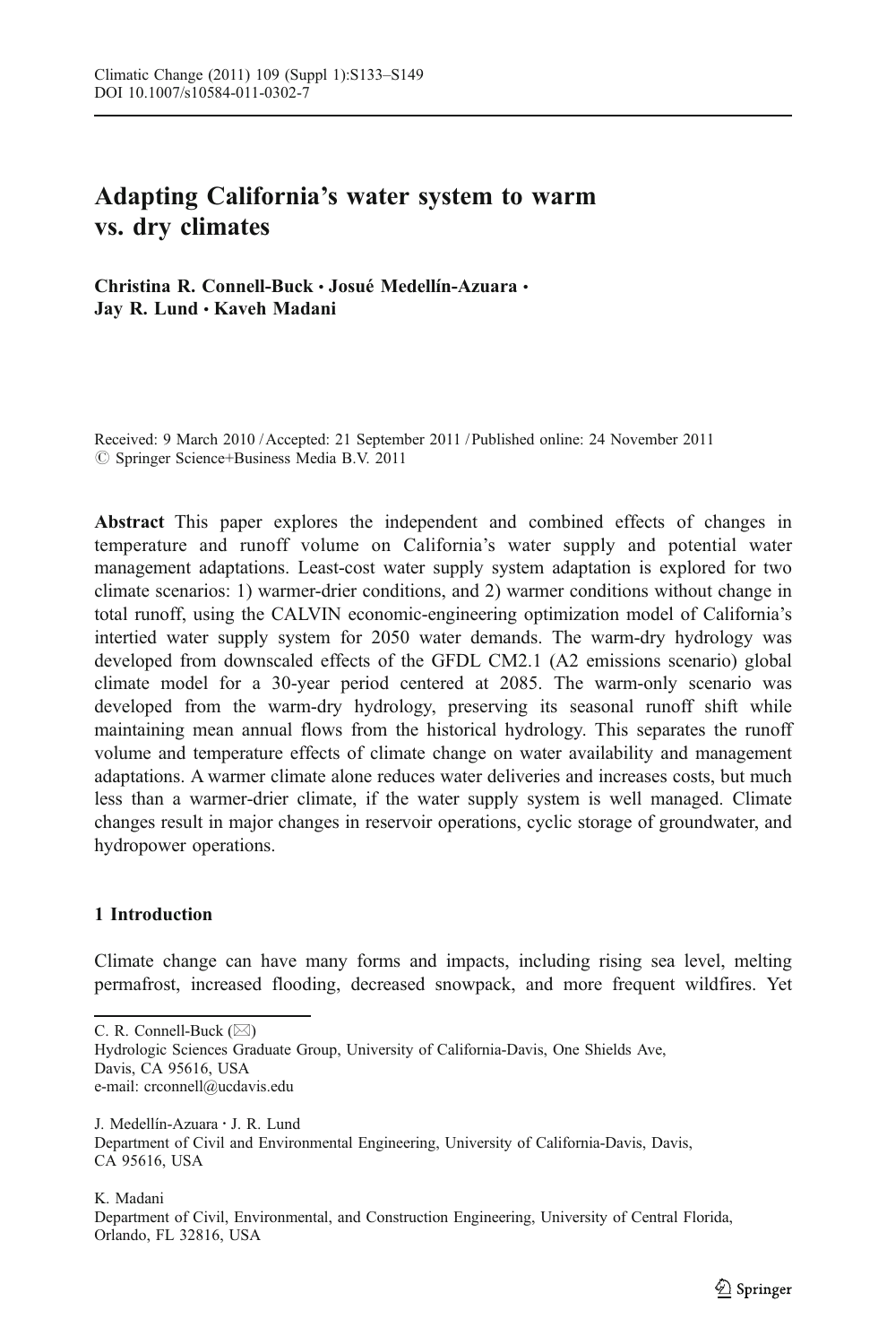# Adapting California's water system to warm vs. dry climates

**Christina R. Connell-Buck · Josué Medellín-Azuara · Jay R. Lund · Kaveh Madani**

Received: 9 March 2010 / Accepted: 21 September 2011 / Published online: 24 November 2011
© Springer Science+Business Media B.V. 2011

**Abstract** This paper explores the independent and combined effects of changes in temperature and runoff volume on California's water supply and potential water management adaptations. Least-cost water supply system adaptation is explored for two climate scenarios: 1) warmer-drier conditions, and 2) warmer conditions without change in total runoff, using the CALVIN economic-engineering optimization model of California's intertied water supply system for 2050 water demands. The warm-dry hydrology was developed from downscaled effects of the GFDL CM2.1 (A2 emissions scenario) global climate model for a 30-year period centered at 2085. The warm-only scenario was developed from the warm-dry hydrology, preserving its seasonal runoff shift while maintaining mean annual flows from the historical hydrology. This separates the runoff volume and temperature effects of climate change on water availability and management adaptations. A warmer climate alone reduces water deliveries and increases costs, but much less than a warmer-drier climate, if the water supply system is well managed. Climate changes result in major changes in reservoir operations, cyclic storage of groundwater, and hydropower operations.

## 1 Introduction

Climate change can have many forms and impacts, including rising sea level, melting permafrost, increased flooding, decreased snowpack, and more frequent wildfires. Yet

C. R. Connell-Buck (✉)
Hydrologic Sciences Graduate Group, University of California-Davis, One Shields Ave, Davis, CA 95616, USA
e-mail: crconnell@ucdavis.edu

J. Medellín-Azuara · J. R. Lund
Department of Civil and Environmental Engineering, University of California-Davis, Davis, CA 95616, USA

K. Madani
Department of Civil, Environmental, and Construction Engineering, University of Central Florida, Orlando, FL 32816, USA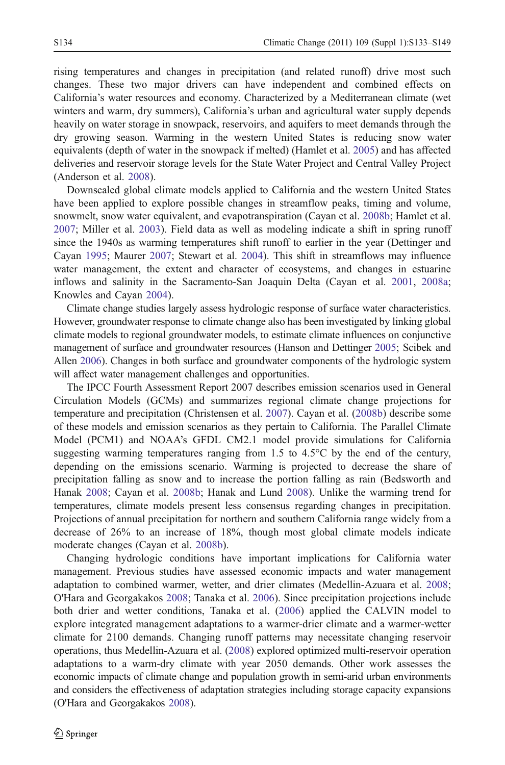rising temperatures and changes in precipitation (and related runoff) drive most such changes. These two major drivers can have independent and combined effects on California's water resources and economy. Characterized by a Mediterranean climate (wet winters and warm, dry summers), California's urban and agricultural water supply depends heavily on water storage in snowpack, reservoirs, and aquifers to meet demands through the dry growing season. Warming in the western United States is reducing snow water equivalents (depth of water in the snowpack if melted) (Hamlet et al. 2005) and has affected deliveries and reservoir storage levels for the State Water Project and Central Valley Project (Anderson et al. 2008).

Downscaled global climate models applied to California and the western United States have been applied to explore possible changes in streamflow peaks, timing and volume, snowmelt, snow water equivalent, and evapotranspiration (Cayan et al. 2008b; Hamlet et al. 2007; Miller et al. 2003). Field data as well as modeling indicate a shift in spring runoff since the 1940s as warming temperatures shift runoff to earlier in the year (Dettinger and Cayan 1995; Maurer 2007; Stewart et al. 2004). This shift in streamflows may influence water management, the extent and character of ecosystems, and changes in estuarine inflows and salinity in the Sacramento-San Joaquin Delta (Cayan et al. 2001, 2008a; Knowles and Cayan 2004).

Climate change studies largely assess hydrologic response of surface water characteristics. However, groundwater response to climate change also has been investigated by linking global climate models to regional groundwater models, to estimate climate influences on conjunctive management of surface and groundwater resources (Hanson and Dettinger 2005; Scibek and Allen 2006). Changes in both surface and groundwater components of the hydrologic system will affect water management challenges and opportunities.

The IPCC Fourth Assessment Report 2007 describes emission scenarios used in General Circulation Models (GCMs) and summarizes regional climate change projections for temperature and precipitation (Christensen et al. 2007). Cayan et al. (2008b) describe some of these models and emission scenarios as they pertain to California. The Parallel Climate Model (PCM1) and NOAA's GFDL CM2.1 model provide simulations for California suggesting warming temperatures ranging from 1.5 to 4.5°C by the end of the century, depending on the emissions scenario. Warming is projected to decrease the share of precipitation falling as snow and to increase the portion falling as rain (Bedsworth and Hanak 2008; Cayan et al. 2008b; Hanak and Lund 2008). Unlike the warming trend for temperatures, climate models present less consensus regarding changes in precipitation. Projections of annual precipitation for northern and southern California range widely from a decrease of 26% to an increase of 18%, though most global climate models indicate moderate changes (Cayan et al. 2008b).

Changing hydrologic conditions have important implications for California water management. Previous studies have assessed economic impacts and water management adaptation to combined warmer, wetter, and drier climates (Medellin-Azuara et al. 2008; O'Hara and Georgakakos 2008; Tanaka et al. 2006). Since precipitation projections include both drier and wetter conditions, Tanaka et al. (2006) applied the CALVIN model to explore integrated management adaptations to a warmer-drier climate and a warmer-wetter climate for 2100 demands. Changing runoff patterns may necessitate changing reservoir operations, thus Medellin-Azuara et al. (2008) explored optimized multi-reservoir operation adaptations to a warm-dry climate with year 2050 demands. Other work assesses the economic impacts of climate change and population growth in semi-arid urban environments and considers the effectiveness of adaptation strategies including storage capacity expansions (O'Hara and Georgakakos 2008).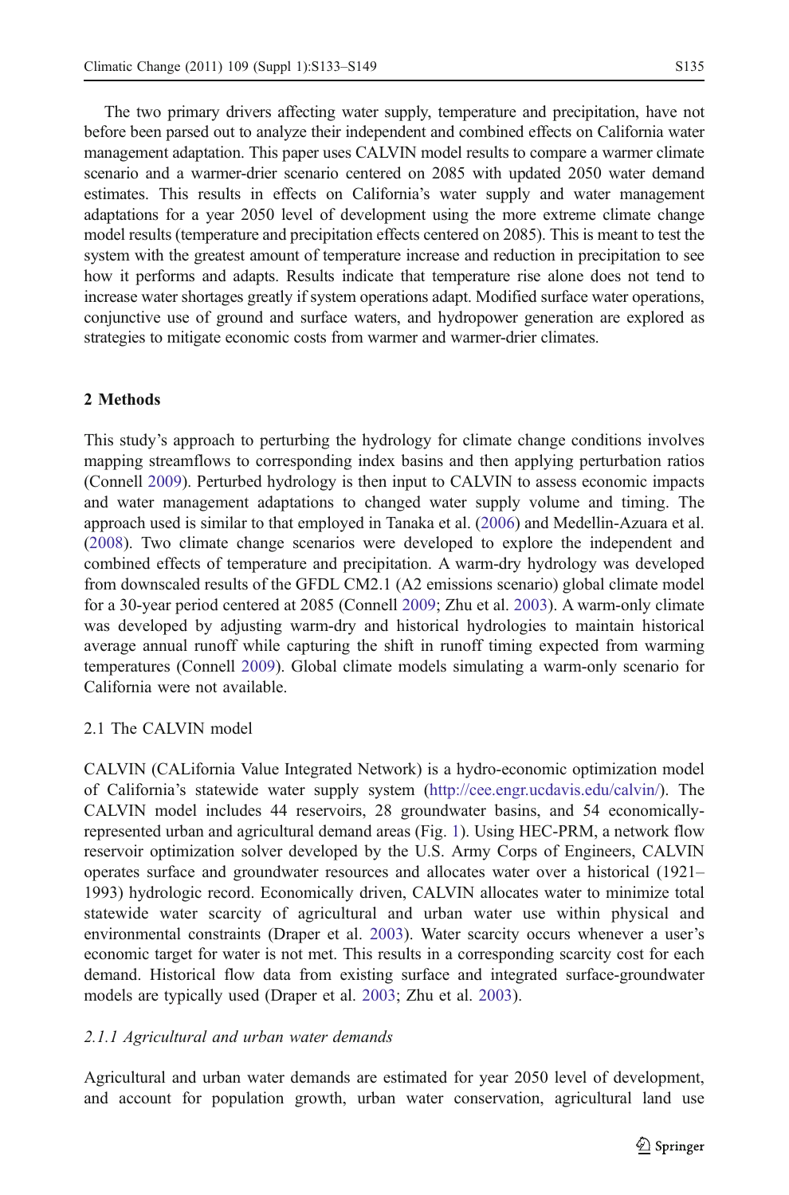The two primary drivers affecting water supply, temperature and precipitation, have not before been parsed out to analyze their independent and combined effects on California water management adaptation. This paper uses CALVIN model results to compare a warmer climate scenario and a warmer-drier scenario centered on 2085 with updated 2050 water demand estimates. This results in effects on California's water supply and water management adaptations for a year 2050 level of development using the more extreme climate change model results (temperature and precipitation effects centered on 2085). This is meant to test the system with the greatest amount of temperature increase and reduction in precipitation to see how it performs and adapts. Results indicate that temperature rise alone does not tend to increase water shortages greatly if system operations adapt. Modified surface water operations, conjunctive use of ground and surface waters, and hydropower generation are explored as strategies to mitigate economic costs from warmer and warmer-drier climates.

## 2 Methods

This study's approach to perturbing the hydrology for climate change conditions involves mapping streamflows to corresponding index basins and then applying perturbation ratios (Connell 2009). Perturbed hydrology is then input to CALVIN to assess economic impacts and water management adaptations to changed water supply volume and timing. The approach used is similar to that employed in Tanaka et al. (2006) and Medellin-Azuara et al. (2008). Two climate change scenarios were developed to explore the independent and combined effects of temperature and precipitation. A warm-dry hydrology was developed from downscaled results of the GFDL CM2.1 (A2 emissions scenario) global climate model for a 30-year period centered at 2085 (Connell 2009; Zhu et al. 2003). A warm-only climate was developed by adjusting warm-dry and historical hydrologies to maintain historical average annual runoff while capturing the shift in runoff timing expected from warming temperatures (Connell 2009). Global climate models simulating a warm-only scenario for California were not available.

### 2.1 The CALVIN model

CALVIN (CALifornia Value Integrated Network) is a hydro-economic optimization model of California's statewide water supply system (http://cee.engr.ucdavis.edu/calvin/). The CALVIN model includes 44 reservoirs, 28 groundwater basins, and 54 economically-represented urban and agricultural demand areas (Fig. 1). Using HEC-PRM, a network flow reservoir optimization solver developed by the U.S. Army Corps of Engineers, CALVIN operates surface and groundwater resources and allocates water over a historical (1921–1993) hydrologic record. Economically driven, CALVIN allocates water to minimize total statewide water scarcity of agricultural and urban water use within physical and environmental constraints (Draper et al. 2003). Water scarcity occurs whenever a user's economic target for water is not met. This results in a corresponding scarcity cost for each demand. Historical flow data from existing surface and integrated surface-groundwater models are typically used (Draper et al. 2003; Zhu et al. 2003).

#### *2.1.1 Agricultural and urban water demands*

Agricultural and urban water demands are estimated for year 2050 level of development, and account for population growth, urban water conservation, agricultural land use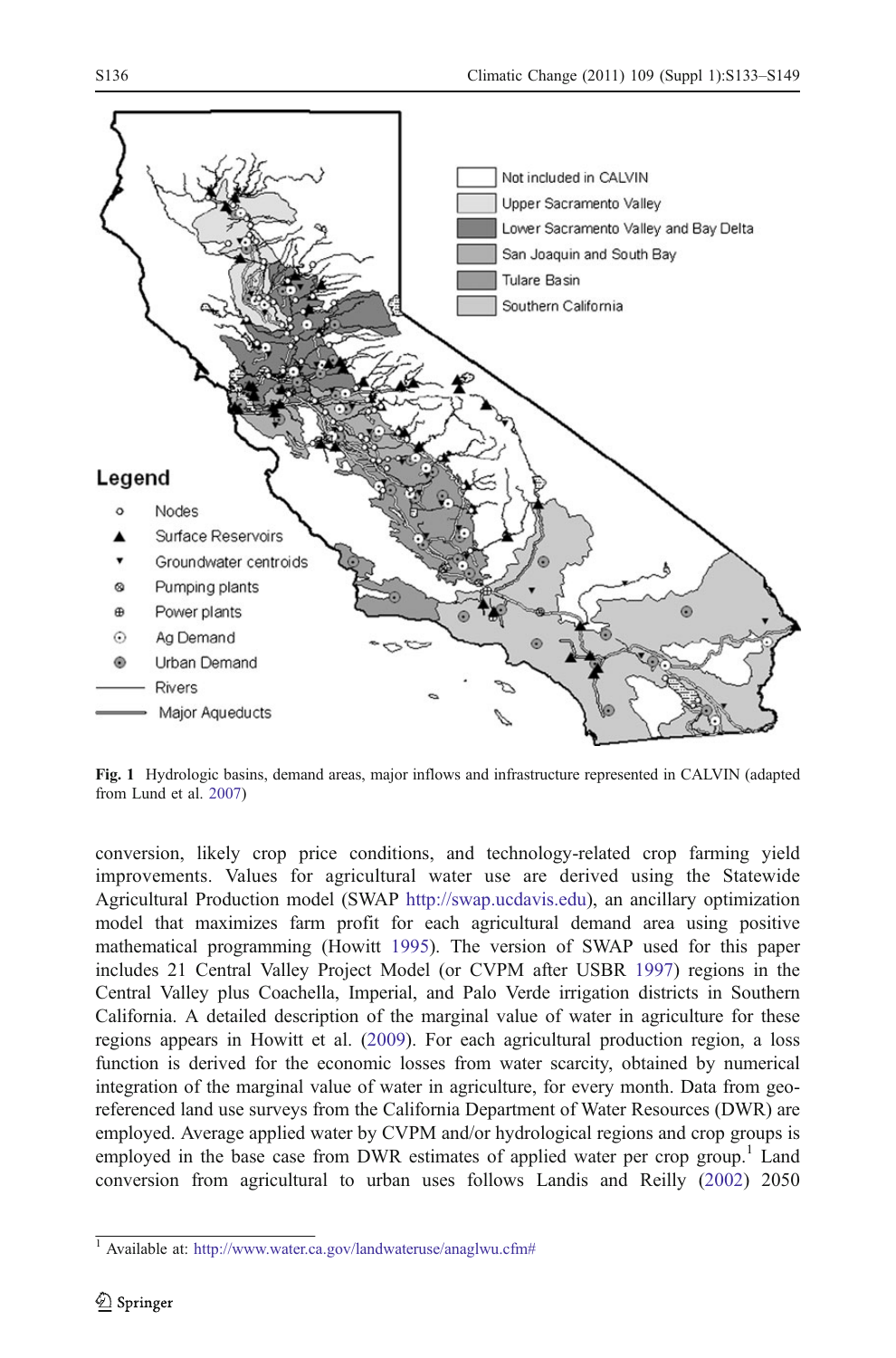**Fig. 1** Hydrologic basins, demand areas, major inflows and infrastructure represented in CALVIN (adapted from Lund et al. 2007)

conversion, likely crop price conditions, and technology-related crop farming yield improvements. Values for agricultural water use are derived using the Statewide Agricultural Production model (SWAP http://swap.ucdavis.edu), an ancillary optimization model that maximizes farm profit for each agricultural demand area using positive mathematical programming (Howitt 1995). The version of SWAP used for this paper includes 21 Central Valley Project Model (or CVPM after USBR 1997) regions in the Central Valley plus Coachella, Imperial, and Palo Verde irrigation districts in Southern California. A detailed description of the marginal value of water in agriculture for these regions appears in Howitt et al. (2009). For each agricultural production region, a loss function is derived for the economic losses from water scarcity, obtained by numerical integration of the marginal value of water in agriculture, for every month. Data from geo-referenced land use surveys from the California Department of Water Resources (DWR) are employed. Average applied water by CVPM and/or hydrological regions and crop groups is employed in the base case from DWR estimates of applied water per crop group.[1] Land conversion from agricultural to urban uses follows Landis and Reilly (2002) 2050

[1] Available at: http://www.water.ca.gov/landwateruse/anaglwu.cfm#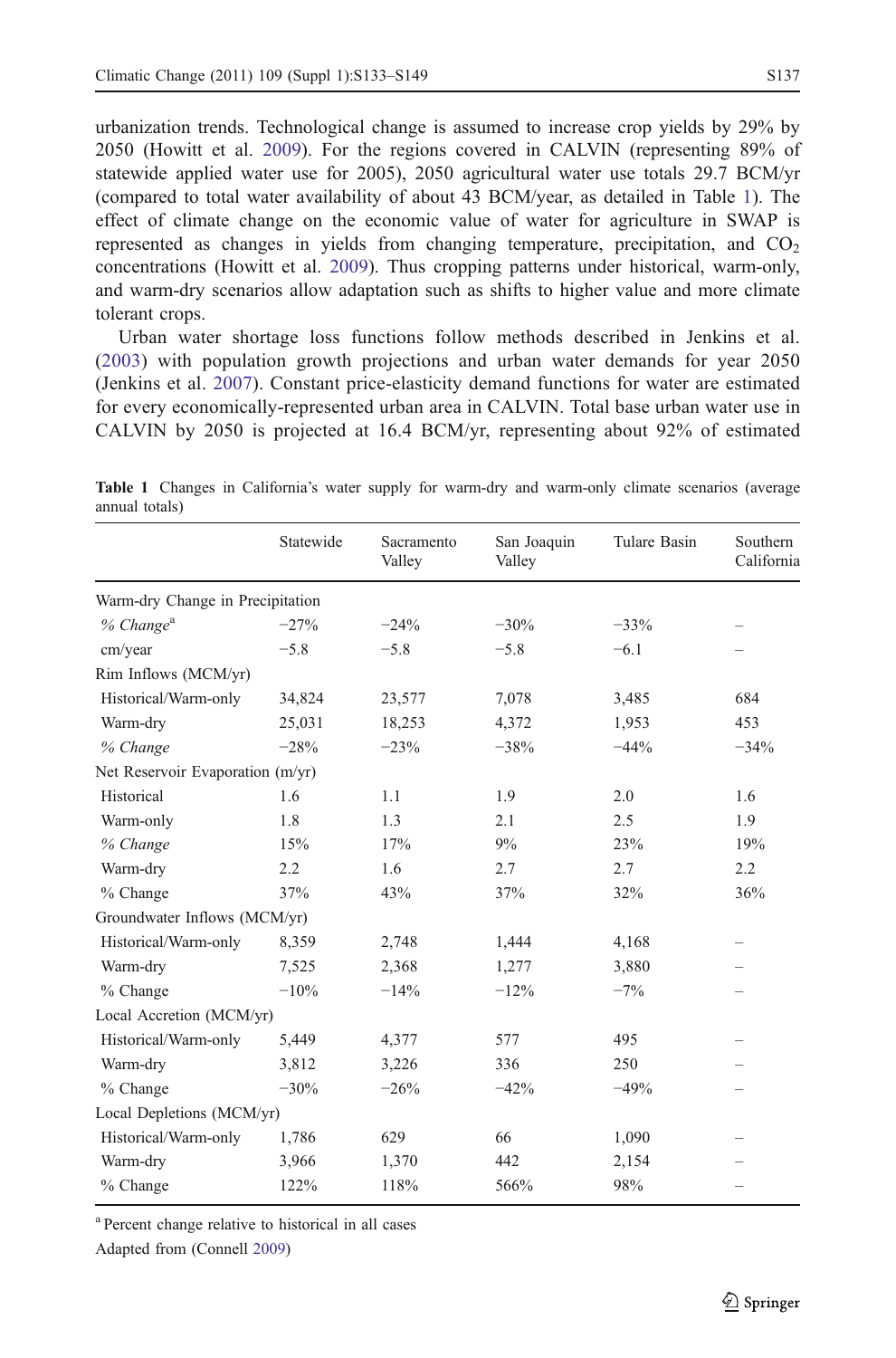urbanization trends. Technological change is assumed to increase crop yields by 29% by 2050 (Howitt et al. 2009). For the regions covered in CALVIN (representing 89% of statewide applied water use for 2005), 2050 agricultural water use totals 29.7 BCM/yr (compared to total water availability of about 43 BCM/year, as detailed in Table 1). The effect of climate change on the economic value of water for agriculture in SWAP is represented as changes in yields from changing temperature, precipitation, and $CO_2$ concentrations (Howitt et al. 2009). Thus cropping patterns under historical, warm-only, and warm-dry scenarios allow adaptation such as shifts to higher value and more climate tolerant crops.

Urban water shortage loss functions follow methods described in Jenkins et al. (2003) with population growth projections and urban water demands for year 2050 (Jenkins et al. 2007). Constant price-elasticity demand functions for water are estimated for every economically-represented urban area in CALVIN. Total base urban water use in CALVIN by 2050 is projected at 16.4 BCM/yr, representing about 92% of estimated

**Table 1** Changes in California's water supply for warm-dry and warm-only climate scenarios (average annual totals)

| | Statewide | Sacramento Valley | San Joaquin Valley | Tulare Basin | Southern California |
|---|---|---|---|---|---|
| Warm-dry Change in Precipitation | | | | | |
| *% Change*[a] | −27% | −24% | −30% | −33% | – |
| cm/year | −5.8 | −5.8 | −5.8 | −6.1 | – |
| Rim Inflows (MCM/yr) | | | | | |
| Historical/Warm-only | 34,824 | 23,577 | 7,078 | 3,485 | 684 |
| Warm-dry | 25,031 | 18,253 | 4,372 | 1,953 | 453 |
| *% Change* | −28% | −23% | −38% | −44% | −34% |
| Net Reservoir Evaporation (m/yr) | | | | | |
| Historical | 1.6 | 1.1 | 1.9 | 2.0 | 1.6 |
| Warm-only | 1.8 | 1.3 | 2.1 | 2.5 | 1.9 |
| *% Change* | 15% | 17% | 9% | 23% | 19% |
| Warm-dry | 2.2 | 1.6 | 2.7 | 2.7 | 2.2 |
| % Change | 37% | 43% | 37% | 32% | 36% |
| Groundwater Inflows (MCM/yr) | | | | | |
| Historical/Warm-only | 8,359 | 2,748 | 1,444 | 4,168 | – |
| Warm-dry | 7,525 | 2,368 | 1,277 | 3,880 | – |
| % Change | −10% | −14% | −12% | −7% | – |
| Local Accretion (MCM/yr) | | | | | |
| Historical/Warm-only | 5,449 | 4,377 | 577 | 495 | – |
| Warm-dry | 3,812 | 3,226 | 336 | 250 | – |
| % Change | −30% | −26% | −42% | −49% | – |
| Local Depletions (MCM/yr) | | | | | |
| Historical/Warm-only | 1,786 | 629 | 66 | 1,090 | – |
| Warm-dry | 3,966 | 1,370 | 442 | 2,154 | – |
| % Change | 122% | 118% | 566% | 98% | – |

[a] Percent change relative to historical in all cases

Adapted from (Connell 2009)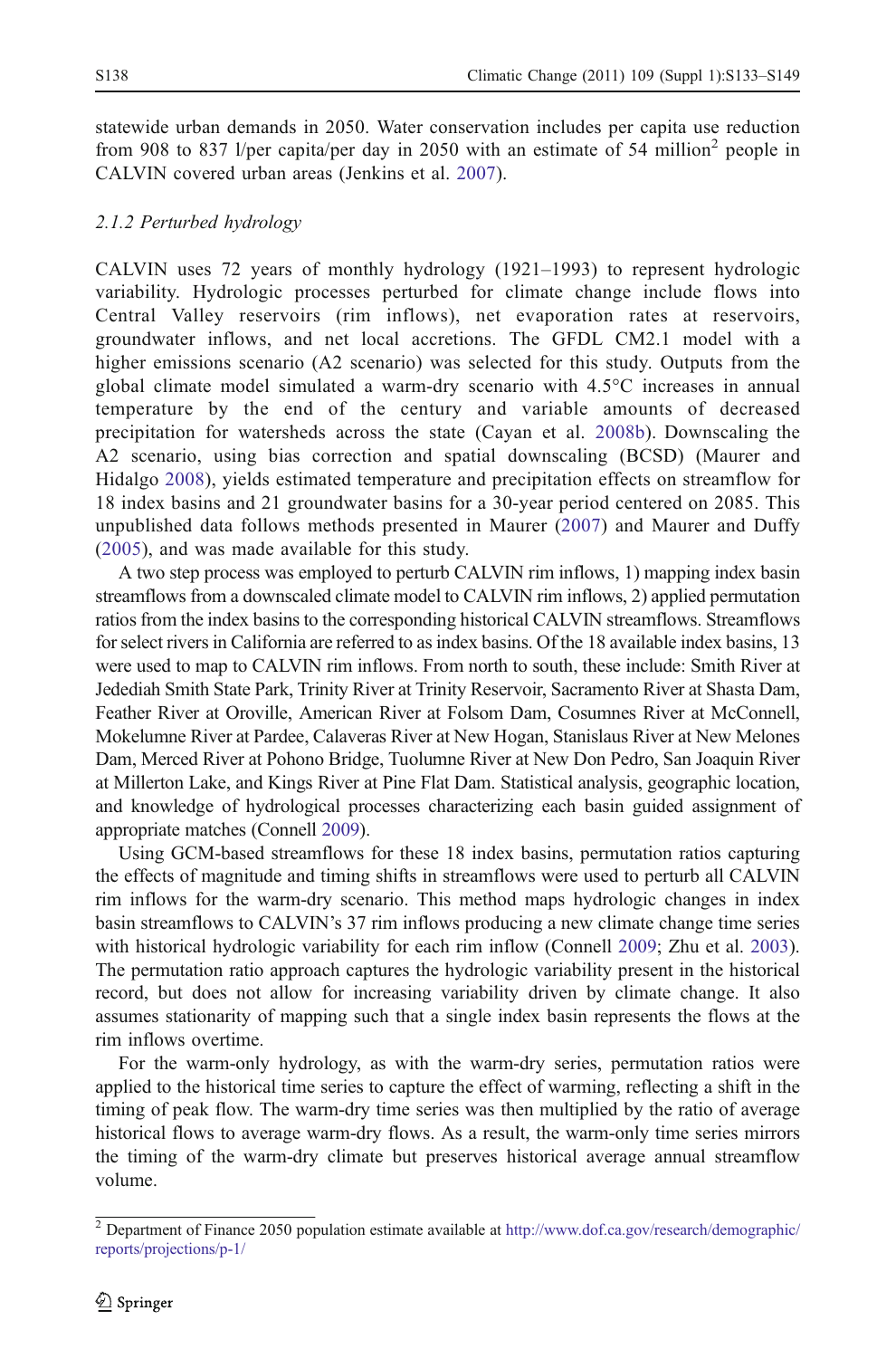statewide urban demands in 2050. Water conservation includes per capita use reduction from 908 to 837 l/per capita/per day in 2050 with an estimate of 54 million[2] people in CALVIN covered urban areas (Jenkins et al. 2007).

### 2.1.2 Perturbed hydrology

CALVIN uses 72 years of monthly hydrology (1921–1993) to represent hydrologic variability. Hydrologic processes perturbed for climate change include flows into Central Valley reservoirs (rim inflows), net evaporation rates at reservoirs, groundwater inflows, and net local accretions. The GFDL CM2.1 model with a higher emissions scenario (A2 scenario) was selected for this study. Outputs from the global climate model simulated a warm-dry scenario with 4.5°C increases in annual temperature by the end of the century and variable amounts of decreased precipitation for watersheds across the state (Cayan et al. 2008b). Downscaling the A2 scenario, using bias correction and spatial downscaling (BCSD) (Maurer and Hidalgo 2008), yields estimated temperature and precipitation effects on streamflow for 18 index basins and 21 groundwater basins for a 30-year period centered on 2085. This unpublished data follows methods presented in Maurer (2007) and Maurer and Duffy (2005), and was made available for this study.

A two step process was employed to perturb CALVIN rim inflows, 1) mapping index basin streamflows from a downscaled climate model to CALVIN rim inflows, 2) applied permutation ratios from the index basins to the corresponding historical CALVIN streamflows. Streamflows for select rivers in California are referred to as index basins. Of the 18 available index basins, 13 were used to map to CALVIN rim inflows. From north to south, these include: Smith River at Jedediah Smith State Park, Trinity River at Trinity Reservoir, Sacramento River at Shasta Dam, Feather River at Oroville, American River at Folsom Dam, Cosumnes River at McConnell, Mokelumne River at Pardee, Calaveras River at New Hogan, Stanislaus River at New Melones Dam, Merced River at Pohono Bridge, Tuolumne River at New Don Pedro, San Joaquin River at Millerton Lake, and Kings River at Pine Flat Dam. Statistical analysis, geographic location, and knowledge of hydrological processes characterizing each basin guided assignment of appropriate matches (Connell 2009).

Using GCM-based streamflows for these 18 index basins, permutation ratios capturing the effects of magnitude and timing shifts in streamflows were used to perturb all CALVIN rim inflows for the warm-dry scenario. This method maps hydrologic changes in index basin streamflows to CALVIN's 37 rim inflows producing a new climate change time series with historical hydrologic variability for each rim inflow (Connell 2009; Zhu et al. 2003). The permutation ratio approach captures the hydrologic variability present in the historical record, but does not allow for increasing variability driven by climate change. It also assumes stationarity of mapping such that a single index basin represents the flows at the rim inflows overtime.

For the warm-only hydrology, as with the warm-dry series, permutation ratios were applied to the historical time series to capture the effect of warming, reflecting a shift in the timing of peak flow. The warm-dry time series was then multiplied by the ratio of average historical flows to average warm-dry flows. As a result, the warm-only time series mirrors the timing of the warm-dry climate but preserves historical average annual streamflow volume.

[2] Department of Finance 2050 population estimate available at http://www.dof.ca.gov/research/demographic/reports/projections/p-1/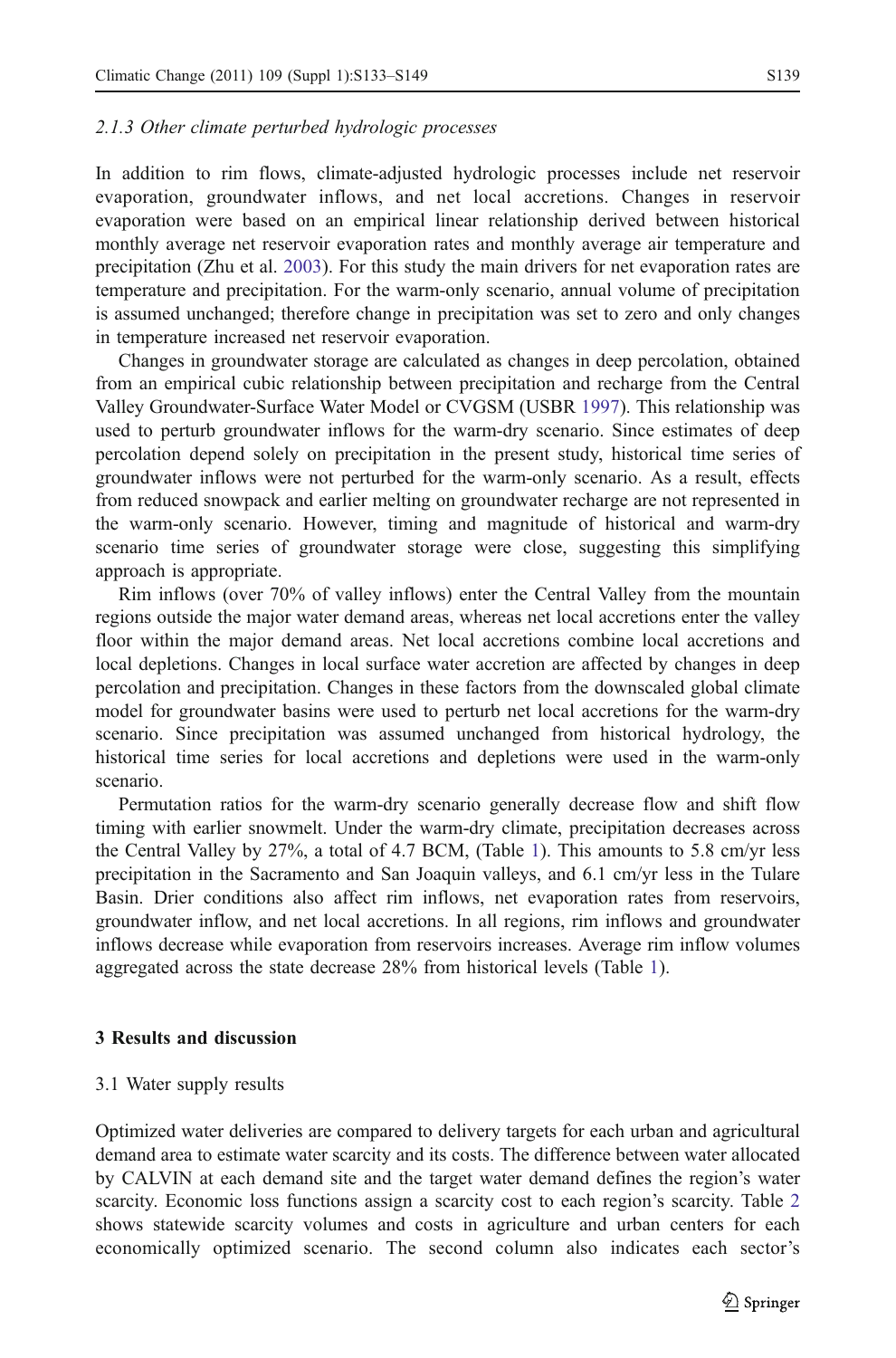### 2.1.3 Other climate perturbed hydrologic processes

In addition to rim flows, climate-adjusted hydrologic processes include net reservoir evaporation, groundwater inflows, and net local accretions. Changes in reservoir evaporation were based on an empirical linear relationship derived between historical monthly average net reservoir evaporation rates and monthly average air temperature and precipitation (Zhu et al. 2003). For this study the main drivers for net evaporation rates are temperature and precipitation. For the warm-only scenario, annual volume of precipitation is assumed unchanged; therefore change in precipitation was set to zero and only changes in temperature increased net reservoir evaporation.

Changes in groundwater storage are calculated as changes in deep percolation, obtained from an empirical cubic relationship between precipitation and recharge from the Central Valley Groundwater-Surface Water Model or CVGSM (USBR 1997). This relationship was used to perturb groundwater inflows for the warm-dry scenario. Since estimates of deep percolation depend solely on precipitation in the present study, historical time series of groundwater inflows were not perturbed for the warm-only scenario. As a result, effects from reduced snowpack and earlier melting on groundwater recharge are not represented in the warm-only scenario. However, timing and magnitude of historical and warm-dry scenario time series of groundwater storage were close, suggesting this simplifying approach is appropriate.

Rim inflows (over 70% of valley inflows) enter the Central Valley from the mountain regions outside the major water demand areas, whereas net local accretions enter the valley floor within the major demand areas. Net local accretions combine local accretions and local depletions. Changes in local surface water accretion are affected by changes in deep percolation and precipitation. Changes in these factors from the downscaled global climate model for groundwater basins were used to perturb net local accretions for the warm-dry scenario. Since precipitation was assumed unchanged from historical hydrology, the historical time series for local accretions and depletions were used in the warm-only scenario.

Permutation ratios for the warm-dry scenario generally decrease flow and shift flow timing with earlier snowmelt. Under the warm-dry climate, precipitation decreases across the Central Valley by 27%, a total of 4.7 BCM, (Table 1). This amounts to 5.8 cm/yr less precipitation in the Sacramento and San Joaquin valleys, and 6.1 cm/yr less in the Tulare Basin. Drier conditions also affect rim inflows, net evaporation rates from reservoirs, groundwater inflow, and net local accretions. In all regions, rim inflows and groundwater inflows decrease while evaporation from reservoirs increases. Average rim inflow volumes aggregated across the state decrease 28% from historical levels (Table 1).

## 3 Results and discussion

### 3.1 Water supply results

Optimized water deliveries are compared to delivery targets for each urban and agricultural demand area to estimate water scarcity and its costs. The difference between water allocated by CALVIN at each demand site and the target water demand defines the region's water scarcity. Economic loss functions assign a scarcity cost to each region's scarcity. Table 2 shows statewide scarcity volumes and costs in agriculture and urban centers for each economically optimized scenario. The second column also indicates each sector's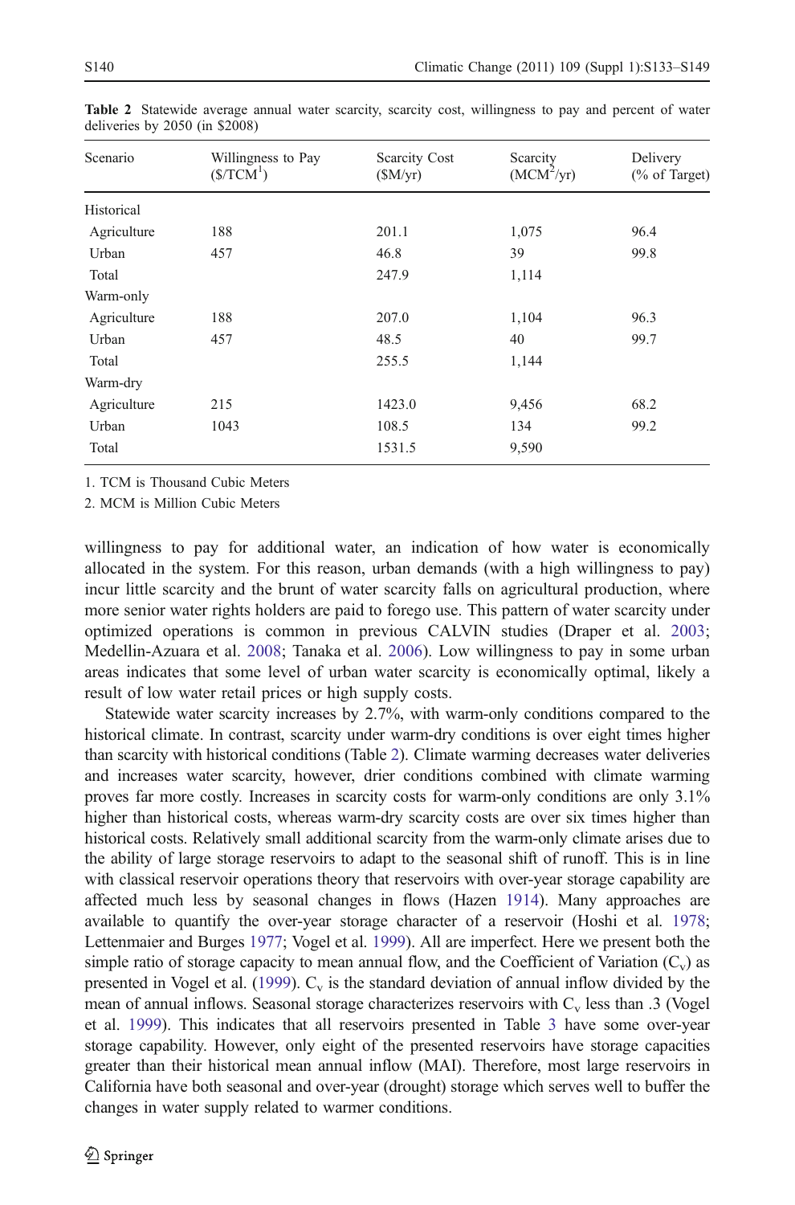**Table 2** Statewide average annual water scarcity, scarcity cost, willingness to pay and percent of water deliveries by 2050 (in \$2008)

| Scenario | Willingness to Pay (\$/TCM[1]) | Scarcity Cost (\$M/yr) | Scarcity (MCM[2]/yr) | Delivery (% of Target) |
|---|---|---|---|---|
| Historical | | | | |
| Agriculture | 188 | 201.1 | 1,075 | 96.4 |
| Urban | 457 | 46.8 | 39 | 99.8 |
| Total | | 247.9 | 1,114 | |
| Warm-only | | | | |
| Agriculture | 188 | 207.0 | 1,104 | 96.3 |
| Urban | 457 | 48.5 | 40 | 99.7 |
| Total | | 255.5 | 1,144 | |
| Warm-dry | | | | |
| Agriculture | 215 | 1423.0 | 9,456 | 68.2 |
| Urban | 1043 | 108.5 | 134 | 99.2 |
| Total | | 1531.5 | 9,590 | |

1. TCM is Thousand Cubic Meters

2. MCM is Million Cubic Meters

willingness to pay for additional water, an indication of how water is economically allocated in the system. For this reason, urban demands (with a high willingness to pay) incur little scarcity and the brunt of water scarcity falls on agricultural production, where more senior water rights holders are paid to forego use. This pattern of water scarcity under optimized operations is common in previous CALVIN studies (Draper et al. 2003; Medellin-Azuara et al. 2008; Tanaka et al. 2006). Low willingness to pay in some urban areas indicates that some level of urban water scarcity is economically optimal, likely a result of low water retail prices or high supply costs.

Statewide water scarcity increases by 2.7%, with warm-only conditions compared to the historical climate. In contrast, scarcity under warm-dry conditions is over eight times higher than scarcity with historical conditions (Table 2). Climate warming decreases water deliveries and increases water scarcity, however, drier conditions combined with climate warming proves far more costly. Increases in scarcity costs for warm-only conditions are only 3.1% higher than historical costs, whereas warm-dry scarcity costs are over six times higher than historical costs. Relatively small additional scarcity from the warm-only climate arises due to the ability of large storage reservoirs to adapt to the seasonal shift of runoff. This is in line with classical reservoir operations theory that reservoirs with over-year storage capability are affected much less by seasonal changes in flows (Hazen 1914). Many approaches are available to quantify the over-year storage character of a reservoir (Hoshi et al. 1978; Lettenmaier and Burges 1977; Vogel et al. 1999). All are imperfect. Here we present both the simple ratio of storage capacity to mean annual flow, and the Coefficient of Variation ($C_v$) as presented in Vogel et al. (1999). $C_v$ is the standard deviation of annual inflow divided by the mean of annual inflows. Seasonal storage characterizes reservoirs with $C_v$ less than .3 (Vogel et al. 1999). This indicates that all reservoirs presented in Table 3 have some over-year storage capability. However, only eight of the presented reservoirs have storage capacities greater than their historical mean annual inflow (MAI). Therefore, most large reservoirs in California have both seasonal and over-year (drought) storage which serves well to buffer the changes in water supply related to warmer conditions.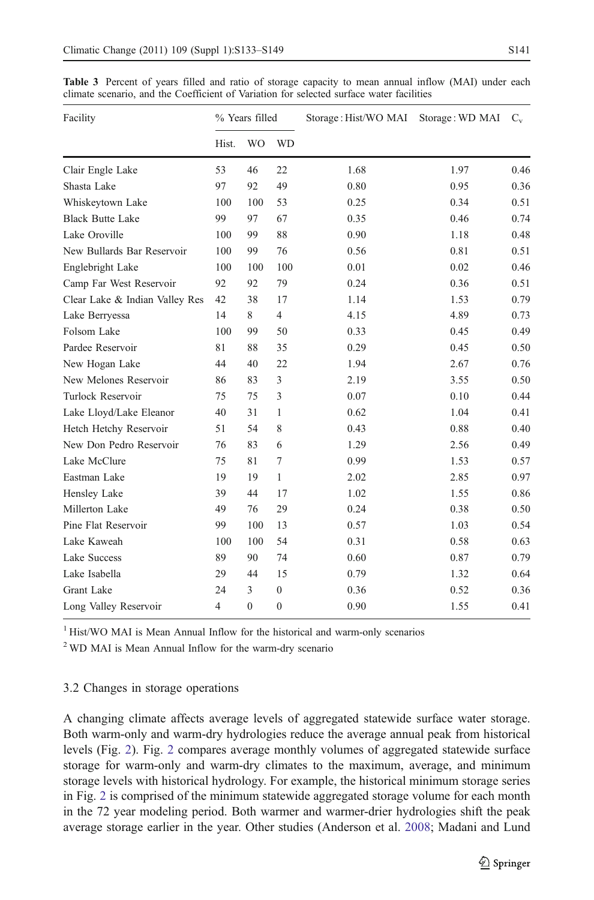**Table 3** Percent of years filled and ratio of storage capacity to mean annual inflow (MAI) under each climate scenario, and the Coefficient of Variation for selected surface water facilities

| Facility | % Years filled | | | Storage : Hist/WO MAI | Storage : WD MAI | $C_v$ |
|---|---|---|---|---|---|---|
| | Hist. | WO | WD | | | |
| Clair Engle Lake | 53 | 46 | 22 | 1.68 | 1.97 | 0.46 |
| Shasta Lake | 97 | 92 | 49 | 0.80 | 0.95 | 0.36 |
| Whiskeytown Lake | 100 | 100 | 53 | 0.25 | 0.34 | 0.51 |
| Black Butte Lake | 99 | 97 | 67 | 0.35 | 0.46 | 0.74 |
| Lake Oroville | 100 | 99 | 88 | 0.90 | 1.18 | 0.48 |
| New Bullards Bar Reservoir | 100 | 99 | 76 | 0.56 | 0.81 | 0.51 |
| Englebright Lake | 100 | 100 | 100 | 0.01 | 0.02 | 0.46 |
| Camp Far West Reservoir | 92 | 92 | 79 | 0.24 | 0.36 | 0.51 |
| Clear Lake & Indian Valley Res | 42 | 38 | 17 | 1.14 | 1.53 | 0.79 |
| Lake Berryessa | 14 | 8 | 4 | 4.15 | 4.89 | 0.73 |
| Folsom Lake | 100 | 99 | 50 | 0.33 | 0.45 | 0.49 |
| Pardee Reservoir | 81 | 88 | 35 | 0.29 | 0.45 | 0.50 |
| New Hogan Lake | 44 | 40 | 22 | 1.94 | 2.67 | 0.76 |
| New Melones Reservoir | 86 | 83 | 3 | 2.19 | 3.55 | 0.50 |
| Turlock Reservoir | 75 | 75 | 3 | 0.07 | 0.10 | 0.44 |
| Lake Lloyd/Lake Eleanor | 40 | 31 | 1 | 0.62 | 1.04 | 0.41 |
| Hetch Hetchy Reservoir | 51 | 54 | 8 | 0.43 | 0.88 | 0.40 |
| New Don Pedro Reservoir | 76 | 83 | 6 | 1.29 | 2.56 | 0.49 |
| Lake McClure | 75 | 81 | 7 | 0.99 | 1.53 | 0.57 |
| Eastman Lake | 19 | 19 | 1 | 2.02 | 2.85 | 0.97 |
| Hensley Lake | 39 | 44 | 17 | 1.02 | 1.55 | 0.86 |
| Millerton Lake | 49 | 76 | 29 | 0.24 | 0.38 | 0.50 |
| Pine Flat Reservoir | 99 | 100 | 13 | 0.57 | 1.03 | 0.54 |
| Lake Kaweah | 100 | 100 | 54 | 0.31 | 0.58 | 0.63 |
| Lake Success | 89 | 90 | 74 | 0.60 | 0.87 | 0.79 |
| Lake Isabella | 29 | 44 | 15 | 0.79 | 1.32 | 0.64 |
| Grant Lake | 24 | 3 | 0 | 0.36 | 0.52 | 0.36 |
| Long Valley Reservoir | 4 | 0 | 0 | 0.90 | 1.55 | 0.41 |

[1] Hist/WO MAI is Mean Annual Inflow for the historical and warm-only scenarios

[2] WD MAI is Mean Annual Inflow for the warm-dry scenario

### 3.2 Changes in storage operations

A changing climate affects average levels of aggregated statewide surface water storage. Both warm-only and warm-dry hydrologies reduce the average annual peak from historical levels (Fig. 2). Fig. 2 compares average monthly volumes of aggregated statewide surface storage for warm-only and warm-dry climates to the maximum, average, and minimum storage levels with historical hydrology. For example, the historical minimum storage series in Fig. 2 is comprised of the minimum statewide aggregated storage volume for each month in the 72 year modeling period. Both warmer and warmer-drier hydrologies shift the peak average storage earlier in the year. Other studies (Anderson et al. 2008; Madani and Lund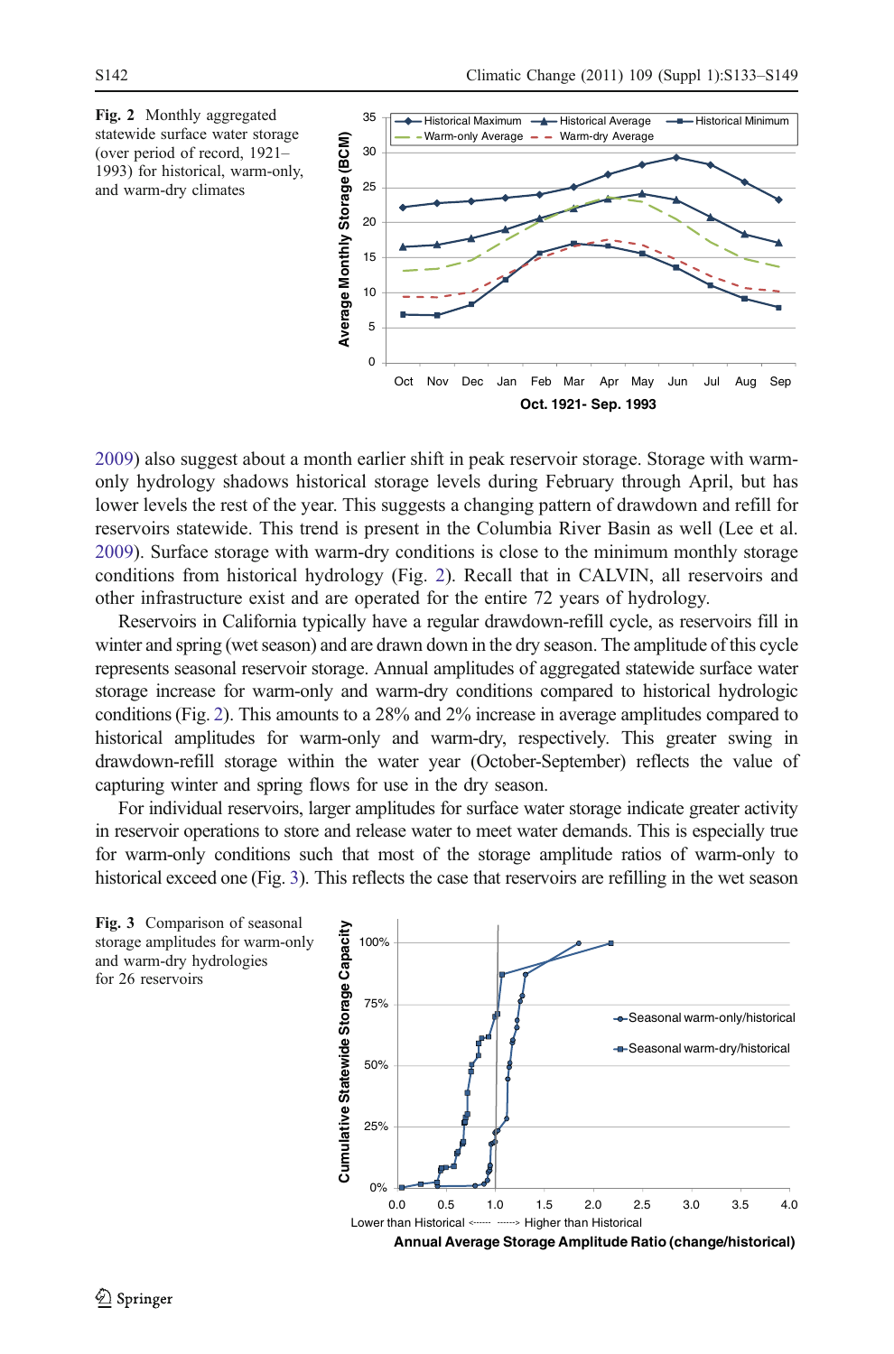**Fig. 2** Monthly aggregated statewide surface water storage (over period of record, 1921–1993) for historical, warm-only, and warm-dry climates

2009) also suggest about a month earlier shift in peak reservoir storage. Storage with warm-only hydrology shadows historical storage levels during February through April, but has lower levels the rest of the year. This suggests a changing pattern of drawdown and refill for reservoirs statewide. This trend is present in the Columbia River Basin as well (Lee et al. 2009). Surface storage with warm-dry conditions is close to the minimum monthly storage conditions from historical hydrology (Fig. 2). Recall that in CALVIN, all reservoirs and other infrastructure exist and are operated for the entire 72 years of hydrology.

Reservoirs in California typically have a regular drawdown-refill cycle, as reservoirs fill in winter and spring (wet season) and are drawn down in the dry season. The amplitude of this cycle represents seasonal reservoir storage. Annual amplitudes of aggregated statewide surface water storage increase for warm-only and warm-dry conditions compared to historical hydrologic conditions (Fig. 2). This amounts to a 28% and 2% increase in average amplitudes compared to historical amplitudes for warm-only and warm-dry, respectively. This greater swing in drawdown-refill storage within the water year (October-September) reflects the value of capturing winter and spring flows for use in the dry season.

For individual reservoirs, larger amplitudes for surface water storage indicate greater activity in reservoir operations to store and release water to meet water demands. This is especially true for warm-only conditions such that most of the storage amplitude ratios of warm-only to historical exceed one (Fig. 3). This reflects the case that reservoirs are refilling in the wet season

**Fig. 3** Comparison of seasonal storage amplitudes for warm-only and warm-dry hydrologies for 26 reservoirs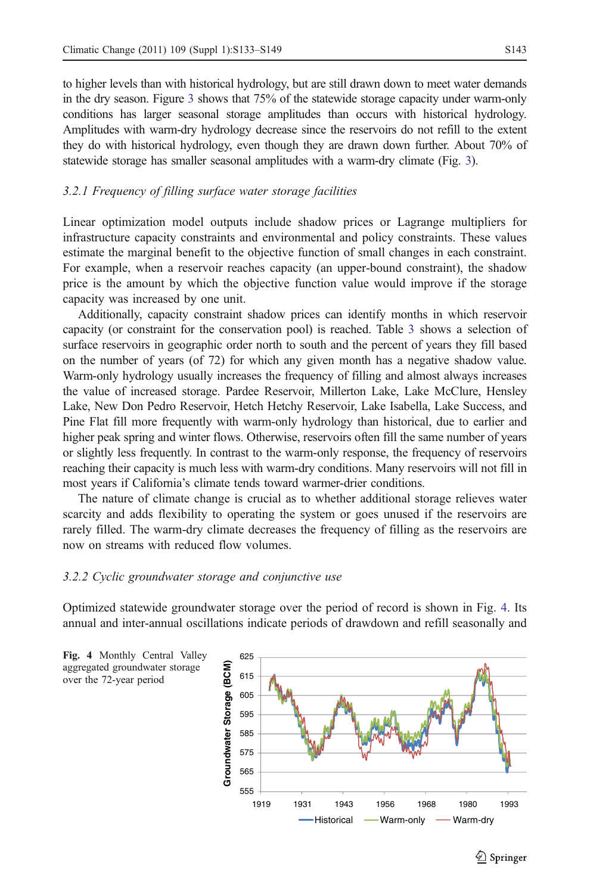to higher levels than with historical hydrology, but are still drawn down to meet water demands in the dry season. Figure 3 shows that 75% of the statewide storage capacity under warm-only conditions has larger seasonal storage amplitudes than occurs with historical hydrology. Amplitudes with warm-dry hydrology decrease since the reservoirs do not refill to the extent they do with historical hydrology, even though they are drawn down further. About 70% of statewide storage has smaller seasonal amplitudes with a warm-dry climate (Fig. 3).

### *3.2.1 Frequency of filling surface water storage facilities*

Linear optimization model outputs include shadow prices or Lagrange multipliers for infrastructure capacity constraints and environmental and policy constraints. These values estimate the marginal benefit to the objective function of small changes in each constraint. For example, when a reservoir reaches capacity (an upper-bound constraint), the shadow price is the amount by which the objective function value would improve if the storage capacity was increased by one unit.

Additionally, capacity constraint shadow prices can identify months in which reservoir capacity (or constraint for the conservation pool) is reached. Table 3 shows a selection of surface reservoirs in geographic order north to south and the percent of years they fill based on the number of years (of 72) for which any given month has a negative shadow value. Warm-only hydrology usually increases the frequency of filling and almost always increases the value of increased storage. Pardee Reservoir, Millerton Lake, Lake McClure, Hensley Lake, New Don Pedro Reservoir, Hetch Hetchy Reservoir, Lake Isabella, Lake Success, and Pine Flat fill more frequently with warm-only hydrology than historical, due to earlier and higher peak spring and winter flows. Otherwise, reservoirs often fill the same number of years or slightly less frequently. In contrast to the warm-only response, the frequency of reservoirs reaching their capacity is much less with warm-dry conditions. Many reservoirs will not fill in most years if California's climate tends toward warmer-drier conditions.

The nature of climate change is crucial as to whether additional storage relieves water scarcity and adds flexibility to operating the system or goes unused if the reservoirs are rarely filled. The warm-dry climate decreases the frequency of filling as the reservoirs are now on streams with reduced flow volumes.

### *3.2.2 Cyclic groundwater storage and conjunctive use*

Optimized statewide groundwater storage over the period of record is shown in Fig. 4. Its annual and inter-annual oscillations indicate periods of drawdown and refill seasonally and

**Fig. 4** Monthly Central Valley aggregated groundwater storage over the 72-year period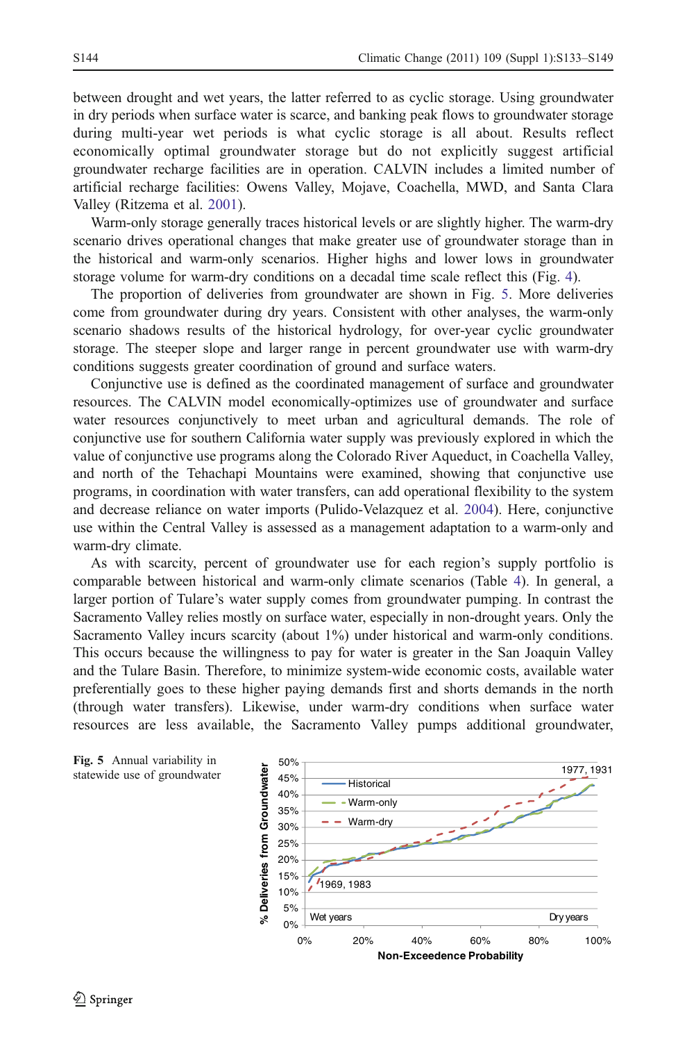between drought and wet years, the latter referred to as cyclic storage. Using groundwater in dry periods when surface water is scarce, and banking peak flows to groundwater storage during multi-year wet periods is what cyclic storage is all about. Results reflect economically optimal groundwater storage but do not explicitly suggest artificial groundwater recharge facilities are in operation. CALVIN includes a limited number of artificial recharge facilities: Owens Valley, Mojave, Coachella, MWD, and Santa Clara Valley (Ritzema et al. 2001).

Warm-only storage generally traces historical levels or are slightly higher. The warm-dry scenario drives operational changes that make greater use of groundwater storage than in the historical and warm-only scenarios. Higher highs and lower lows in groundwater storage volume for warm-dry conditions on a decadal time scale reflect this (Fig. 4).

The proportion of deliveries from groundwater are shown in Fig. 5. More deliveries come from groundwater during dry years. Consistent with other analyses, the warm-only scenario shadows results of the historical hydrology, for over-year cyclic groundwater storage. The steeper slope and larger range in percent groundwater use with warm-dry conditions suggests greater coordination of ground and surface waters.

Conjunctive use is defined as the coordinated management of surface and groundwater resources. The CALVIN model economically-optimizes use of groundwater and surface water resources conjunctively to meet urban and agricultural demands. The role of conjunctive use for southern California water supply was previously explored in which the value of conjunctive use programs along the Colorado River Aqueduct, in Coachella Valley, and north of the Tehachapi Mountains were examined, showing that conjunctive use programs, in coordination with water transfers, can add operational flexibility to the system and decrease reliance on water imports (Pulido-Velazquez et al. 2004). Here, conjunctive use within the Central Valley is assessed as a management adaptation to a warm-only and warm-dry climate.

As with scarcity, percent of groundwater use for each region's supply portfolio is comparable between historical and warm-only climate scenarios (Table 4). In general, a larger portion of Tulare's water supply comes from groundwater pumping. In contrast the Sacramento Valley relies mostly on surface water, especially in non-drought years. Only the Sacramento Valley incurs scarcity (about 1%) under historical and warm-only conditions. This occurs because the willingness to pay for water is greater in the San Joaquin Valley and the Tulare Basin. Therefore, to minimize system-wide economic costs, available water preferentially goes to these higher paying demands first and shorts demands in the north (through water transfers). Likewise, under warm-dry conditions when surface water resources are less available, the Sacramento Valley pumps additional groundwater,

Fig. 5 Annual variability in statewide use of groundwater

% Deliveries from Groundwater
50%
45%
40%
35%
30%
25%
20%
15%
10%
5%
0%
Historical
Warm-only
Warm-dry
1977, 1931
1969, 1983
Wet years
Dry years
0%
20%
40%
60%
80%
100%
Non-Exceedence Probability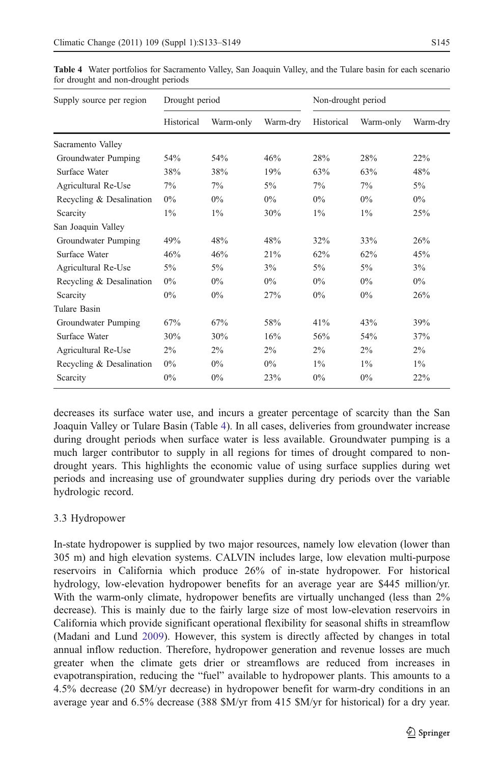Table 4 Water portfolios for Sacramento Valley, San Joaquin Valley, and the Tulare basin for each scenario for drought and non-drought periods

| Supply source per region | Drought period | | | Non-drought period | | |
|---|---|---|---|---|---|---|
| | Historical | Warm-only | Warm-dry | Historical | Warm-only | Warm-dry |
| Sacramento Valley | | | | | | |
| Groundwater Pumping | 54% | 54% | 46% | 28% | 28% | 22% |
| Surface Water | 38% | 38% | 19% | 63% | 63% | 48% |
| Agricultural Re-Use | 7% | 7% | 5% | 7% | 7% | 5% |
| Recycling & Desalination | 0% | 0% | 0% | 0% | 0% | 0% |
| Scarcity | 1% | 1% | 30% | 1% | 1% | 25% |
| San Joaquin Valley | | | | | | |
| Groundwater Pumping | 49% | 48% | 48% | 32% | 33% | 26% |
| Surface Water | 46% | 46% | 21% | 62% | 62% | 45% |
| Agricultural Re-Use | 5% | 5% | 3% | 5% | 5% | 3% |
| Recycling & Desalination | 0% | 0% | 0% | 0% | 0% | 0% |
| Scarcity | 0% | 0% | 27% | 0% | 0% | 26% |
| Tulare Basin | | | | | | |
| Groundwater Pumping | 67% | 67% | 58% | 41% | 43% | 39% |
| Surface Water | 30% | 30% | 16% | 56% | 54% | 37% |
| Agricultural Re-Use | 2% | 2% | 2% | 2% | 2% | 2% |
| Recycling & Desalination | 0% | 0% | 0% | 1% | 1% | 1% |
| Scarcity | 0% | 0% | 23% | 0% | 0% | 22% |

decreases its surface water use, and incurs a greater percentage of scarcity than the San Joaquin Valley or Tulare Basin (Table 4). In all cases, deliveries from groundwater increase during drought periods when surface water is less available. Groundwater pumping is a much larger contributor to supply in all regions for times of drought compared to non-drought years. This highlights the economic value of using surface supplies during wet periods and increasing use of groundwater supplies during dry periods over the variable hydrologic record.

### 3.3 Hydropower

In-state hydropower is supplied by two major resources, namely low elevation (lower than 305 m) and high elevation systems. CALVIN includes large, low elevation multi-purpose reservoirs in California which produce 26% of in-state hydropower. For historical hydrology, low-elevation hydropower benefits for an average year are $445 million/yr. With the warm-only climate, hydropower benefits are virtually unchanged (less than 2% decrease). This is mainly due to the fairly large size of most low-elevation reservoirs in California which provide significant operational flexibility for seasonal shifts in streamflow (Madani and Lund 2009). However, this system is directly affected by changes in total annual inflow reduction. Therefore, hydropower generation and revenue losses are much greater when the climate gets drier or streamflows are reduced from increases in evapotranspiration, reducing the "fuel" available to hydropower plants. This amounts to a 4.5% decrease (20 $M/yr decrease) in hydropower benefit for warm-dry conditions in an average year and 6.5% decrease (388 $M/yr from 415 $M/yr for historical) for a dry year.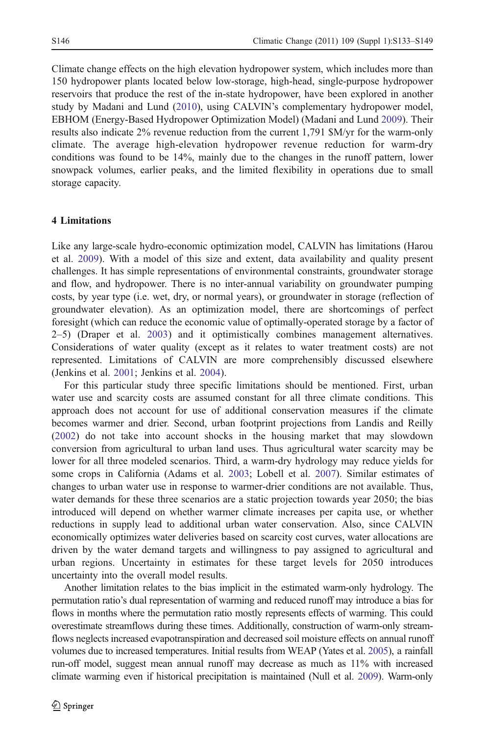Climate change effects on the high elevation hydropower system, which includes more than 150 hydropower plants located below low-storage, high-head, single-purpose hydropower reservoirs that produce the rest of the in-state hydropower, have been explored in another study by Madani and Lund (2010), using CALVIN's complementary hydropower model, EBHOM (Energy-Based Hydropower Optimization Model) (Madani and Lund 2009). Their results also indicate 2% revenue reduction from the current 1,791 $M/yr for the warm-only climate. The average high-elevation hydropower revenue reduction for warm-dry conditions was found to be 14%, mainly due to the changes in the runoff pattern, lower snowpack volumes, earlier peaks, and the limited flexibility in operations due to small storage capacity.

## 4 Limitations

Like any large-scale hydro-economic optimization model, CALVIN has limitations (Harou et al. 2009). With a model of this size and extent, data availability and quality present challenges. It has simple representations of environmental constraints, groundwater storage and flow, and hydropower. There is no inter-annual variability on groundwater pumping costs, by year type (i.e. wet, dry, or normal years), or groundwater in storage (reflection of groundwater elevation). As an optimization model, there are shortcomings of perfect foresight (which can reduce the economic value of optimally-operated storage by a factor of 2–5) (Draper et al. 2003) and it optimistically combines management alternatives. Considerations of water quality (except as it relates to water treatment costs) are not represented. Limitations of CALVIN are more comprehensibly discussed elsewhere (Jenkins et al. 2001; Jenkins et al. 2004).

For this particular study three specific limitations should be mentioned. First, urban water use and scarcity costs are assumed constant for all three climate conditions. This approach does not account for use of additional conservation measures if the climate becomes warmer and drier. Second, urban footprint projections from Landis and Reilly (2002) do not take into account shocks in the housing market that may slowdown conversion from agricultural to urban land uses. Thus agricultural water scarcity may be lower for all three modeled scenarios. Third, a warm-dry hydrology may reduce yields for some crops in California (Adams et al. 2003; Lobell et al. 2007). Similar estimates of changes to urban water use in response to warmer-drier conditions are not available. Thus, water demands for these three scenarios are a static projection towards year 2050; the bias introduced will depend on whether warmer climate increases per capita use, or whether reductions in supply lead to additional urban water conservation. Also, since CALVIN economically optimizes water deliveries based on scarcity cost curves, water allocations are driven by the water demand targets and willingness to pay assigned to agricultural and urban regions. Uncertainty in estimates for these target levels for 2050 introduces uncertainty into the overall model results.

Another limitation relates to the bias implicit in the estimated warm-only hydrology. The permutation ratio's dual representation of warming and reduced runoff may introduce a bias for flows in months where the permutation ratio mostly represents effects of warming. This could overestimate streamflows during these times. Additionally, construction of warm-only streamflows neglects increased evapotranspiration and decreased soil moisture effects on annual runoff volumes due to increased temperatures. Initial results from WEAP (Yates et al. 2005), a rainfall run-off model, suggest mean annual runoff may decrease as much as 11% with increased climate warming even if historical precipitation is maintained (Null et al. 2009). Warm-only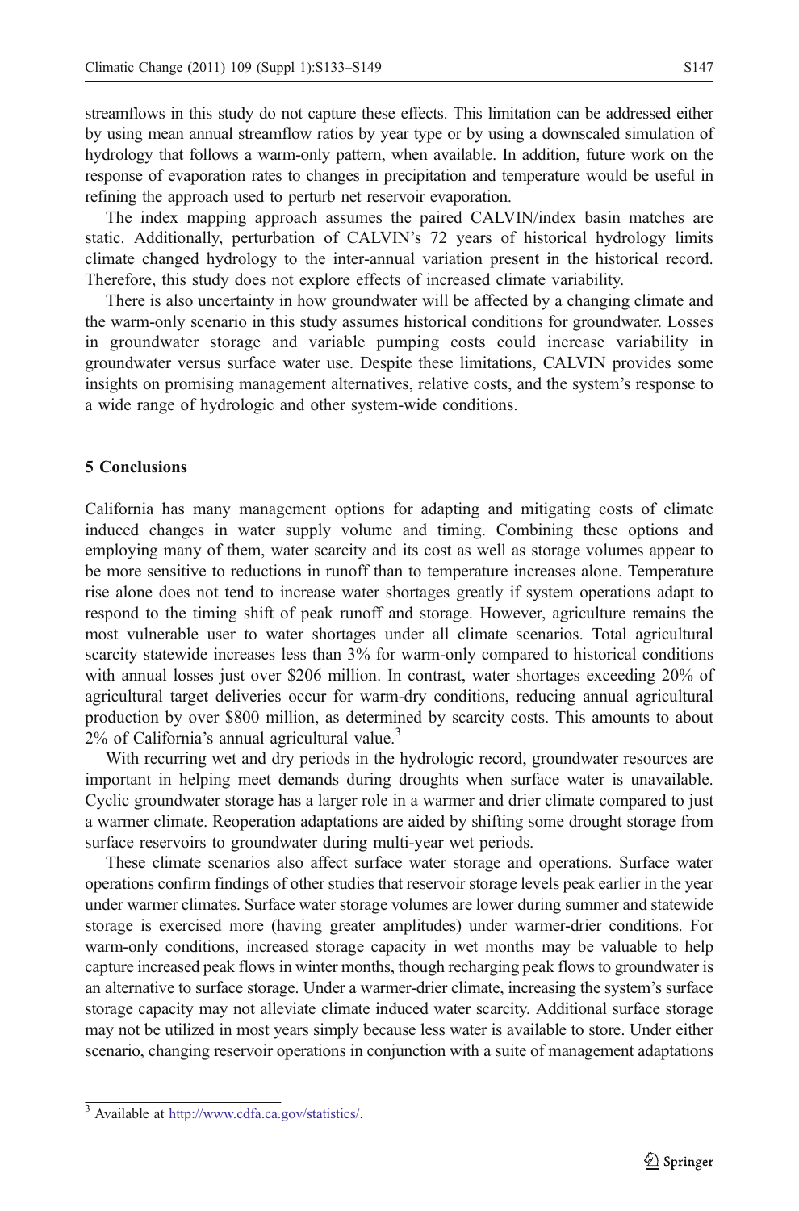streamflows in this study do not capture these effects. This limitation can be addressed either by using mean annual streamflow ratios by year type or by using a downscaled simulation of hydrology that follows a warm-only pattern, when available. In addition, future work on the response of evaporation rates to changes in precipitation and temperature would be useful in refining the approach used to perturb net reservoir evaporation.

The index mapping approach assumes the paired CALVIN/index basin matches are static. Additionally, perturbation of CALVIN's 72 years of historical hydrology limits climate changed hydrology to the inter-annual variation present in the historical record. Therefore, this study does not explore effects of increased climate variability.

There is also uncertainty in how groundwater will be affected by a changing climate and the warm-only scenario in this study assumes historical conditions for groundwater. Losses in groundwater storage and variable pumping costs could increase variability in groundwater versus surface water use. Despite these limitations, CALVIN provides some insights on promising management alternatives, relative costs, and the system's response to a wide range of hydrologic and other system-wide conditions.

## 5 Conclusions

California has many management options for adapting and mitigating costs of climate induced changes in water supply volume and timing. Combining these options and employing many of them, water scarcity and its cost as well as storage volumes appear to be more sensitive to reductions in runoff than to temperature increases alone. Temperature rise alone does not tend to increase water shortages greatly if system operations adapt to respond to the timing shift of peak runoff and storage. However, agriculture remains the most vulnerable user to water shortages under all climate scenarios. Total agricultural scarcity statewide increases less than 3% for warm-only compared to historical conditions with annual losses just over \$206 million. In contrast, water shortages exceeding 20% of agricultural target deliveries occur for warm-dry conditions, reducing annual agricultural production by over \$800 million, as determined by scarcity costs. This amounts to about 2% of California's annual agricultural value.[3]

With recurring wet and dry periods in the hydrologic record, groundwater resources are important in helping meet demands during droughts when surface water is unavailable. Cyclic groundwater storage has a larger role in a warmer and drier climate compared to just a warmer climate. Reoperation adaptations are aided by shifting some drought storage from surface reservoirs to groundwater during multi-year wet periods.

These climate scenarios also affect surface water storage and operations. Surface water operations confirm findings of other studies that reservoir storage levels peak earlier in the year under warmer climates. Surface water storage volumes are lower during summer and statewide storage is exercised more (having greater amplitudes) under warmer-drier conditions. For warm-only conditions, increased storage capacity in wet months may be valuable to help capture increased peak flows in winter months, though recharging peak flows to groundwater is an alternative to surface storage. Under a warmer-drier climate, increasing the system's surface storage capacity may not alleviate climate induced water scarcity. Additional surface storage may not be utilized in most years simply because less water is available to store. Under either scenario, changing reservoir operations in conjunction with a suite of management adaptations

[3] Available at http://www.cdfa.ca.gov/statistics/.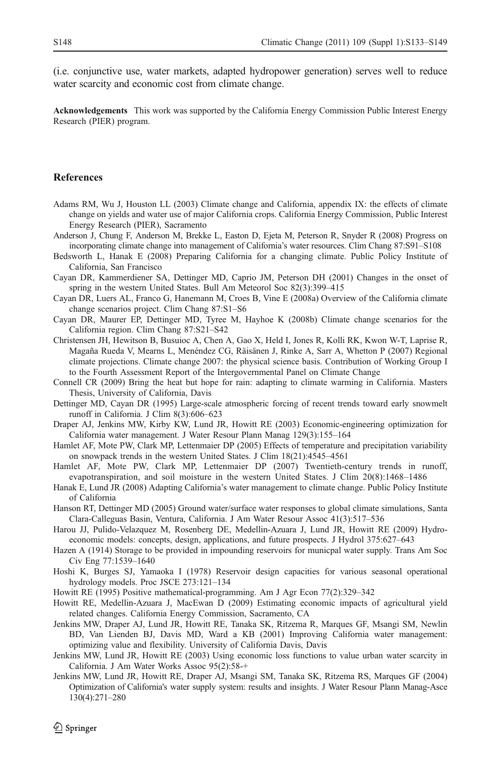(i.e. conjunctive use, water markets, adapted hydropower generation) serves well to reduce water scarcity and economic cost from climate change.

**Acknowledgements** This work was supported by the California Energy Commission Public Interest Energy Research (PIER) program.

## References

Adams RM, Wu J, Houston LL (2003) Climate change and California, appendix IX: the effects of climate change on yields and water use of major California crops. California Energy Commission, Public Interest Energy Research (PIER), Sacramento

Anderson J, Chung F, Anderson M, Brekke L, Easton D, Ejeta M, Peterson R, Snyder R (2008) Progress on incorporating climate change into management of California's water resources. Clim Chang 87:S91–S108

Bedsworth L, Hanak E (2008) Preparing California for a changing climate. Public Policy Institute of California, San Francisco

Cayan DR, Kammerdiener SA, Dettinger MD, Caprio JM, Peterson DH (2001) Changes in the onset of spring in the western United States. Bull Am Meteorol Soc 82(3):399–415

Cayan DR, Luers AL, Franco G, Hanemann M, Croes B, Vine E (2008a) Overview of the California climate change scenarios project. Clim Chang 87:S1–S6

Cayan DR, Maurer EP, Dettinger MD, Tyree M, Hayhoe K (2008b) Climate change scenarios for the California region. Clim Chang 87:S21–S42

Christensen JH, Hewitson B, Busuioc A, Chen A, Gao X, Held I, Jones R, Kolli RK, Kwon W-T, Laprise R, Magaña Rueda V, Mearns L, Menéndez CG, Räisänen J, Rinke A, Sarr A, Whetton P (2007) Regional climate projections. Climate change 2007: the physical science basis. Contribution of Working Group I to the Fourth Assessment Report of the Intergovernmental Panel on Climate Change

Connell CR (2009) Bring the heat but hope for rain: adapting to climate warming in California. Masters Thesis, University of California, Davis

Dettinger MD, Cayan DR (1995) Large-scale atmospheric forcing of recent trends toward early snowmelt runoff in California. J Clim 8(3):606–623

Draper AJ, Jenkins MW, Kirby KW, Lund JR, Howitt RE (2003) Economic-engineering optimization for California water management. J Water Resour Plann Manag 129(3):155–164

Hamlet AF, Mote PW, Clark MP, Lettenmaier DP (2005) Effects of temperature and precipitation variability on snowpack trends in the western United States. J Clim 18(21):4545–4561

Hamlet AF, Mote PW, Clark MP, Lettenmaier DP (2007) Twentieth-century trends in runoff, evapotranspiration, and soil moisture in the western United States. J Clim 20(8):1468–1486

Hanak E, Lund JR (2008) Adapting California's water management to climate change. Public Policy Institute of California

Hanson RT, Dettinger MD (2005) Ground water/surface water responses to global climate simulations, Santa Clara-Calleguas Basin, Ventura, California. J Am Water Resour Assoc 41(3):517–536

Harou JJ, Pulido-Velazquez M, Rosenberg DE, Medellin-Azuara J, Lund JR, Howitt RE (2009) Hydro-economic models: concepts, design, applications, and future prospects. J Hydrol 375:627–643

Hazen A (1914) Storage to be provided in impounding reservoirs for municpal water supply. Trans Am Soc Civ Eng 77:1539–1640

Hoshi K, Burges SJ, Yamaoka I (1978) Reservoir design capacities for various seasonal operational hydrology models. Proc JSCE 273:121–134

Howitt RE (1995) Positive mathematical-programming. Am J Agr Econ 77(2):329–342

Howitt RE, Medellin-Azuara J, MacEwan D (2009) Estimating economic impacts of agricultural yield related changes. California Energy Commission, Sacramento, CA

Jenkins MW, Draper AJ, Lund JR, Howitt RE, Tanaka SK, Ritzema R, Marques GF, Msangi SM, Newlin BD, Van Lienden BJ, Davis MD, Ward a KB (2001) Improving California water management: optimizing value and flexibility. University of California Davis, Davis

Jenkins MW, Lund JR, Howitt RE (2003) Using economic loss functions to value urban water scarcity in California. J Am Water Works Assoc 95(2):58-+

Jenkins MW, Lund JR, Howitt RE, Draper AJ, Msangi SM, Tanaka SK, Ritzema RS, Marques GF (2004) Optimization of California's water supply system: results and insights. J Water Resour Plann Manag-Asce 130(4):271–280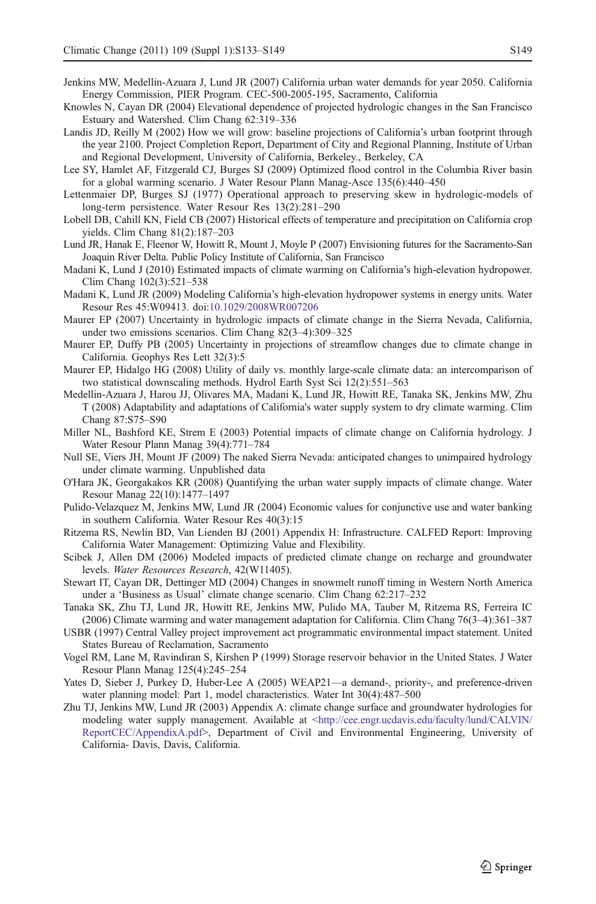Jenkins MW, Medellin-Azuara J, Lund JR (2007) California urban water demands for year 2050. California Energy Commission, PIER Program. CEC-500-2005-195, Sacramento, California

Knowles N, Cayan DR (2004) Elevational dependence of projected hydrologic changes in the San Francisco Estuary and Watershed. Clim Chang 62:319–336

Landis JD, Reilly M (2002) How we will grow: baseline projections of California's urban footprint through the year 2100. Project Completion Report, Department of City and Regional Planning, Institute of Urban and Regional Development, University of California, Berkeley., Berkeley, CA

Lee SY, Hamlet AF, Fitzgerald CJ, Burges SJ (2009) Optimized flood control in the Columbia River basin for a global warming scenario. J Water Resour Plann Manag-Asce 135(6):440–450

Lettenmaier DP, Burges SJ (1977) Operational approach to preserving skew in hydrologic-models of long-term persistence. Water Resour Res 13(2):281–290

Lobell DB, Cahill KN, Field CB (2007) Historical effects of temperature and precipitation on California crop yields. Clim Chang 81(2):187–203

Lund JR, Hanak E, Fleenor W, Howitt R, Mount J, Moyle P (2007) Envisioning futures for the Sacramento-San Joaquin River Delta. Public Policy Institute of California, San Francisco

Madani K, Lund J (2010) Estimated impacts of climate warming on California's high-elevation hydropower. Clim Chang 102(3):521–538

Madani K, Lund JR (2009) Modeling California's high-elevation hydropower systems in energy units. Water Resour Res 45:W09413. doi:10.1029/2008WR007206

Maurer EP (2007) Uncertainty in hydrologic impacts of climate change in the Sierra Nevada, California, under two emissions scenarios. Clim Chang 82(3–4):309–325

Maurer EP, Duffy PB (2005) Uncertainty in projections of streamflow changes due to climate change in California. Geophys Res Lett 32(3):5

Maurer EP, Hidalgo HG (2008) Utility of daily vs. monthly large-scale climate data: an intercomparison of two statistical downscaling methods. Hydrol Earth Syst Sci 12(2):551–563

Medellin-Azuara J, Harou JJ, Olivares MA, Madani K, Lund JR, Howitt RE, Tanaka SK, Jenkins MW, Zhu T (2008) Adaptability and adaptations of California's water supply system to dry climate warming. Clim Chang 87:S75–S90

Miller NL, Bashford KE, Strem E (2003) Potential impacts of climate change on California hydrology. J Water Resour Plann Manag 39(4):771–784

Null SE, Viers JH, Mount JF (2009) The naked Sierra Nevada: anticipated changes to unimpaired hydrology under climate warming. Unpublished data

O'Hara JK, Georgakakos KR (2008) Quantifying the urban water supply impacts of climate change. Water Resour Manag 22(10):1477–1497

Pulido-Velazquez M, Jenkins MW, Lund JR (2004) Economic values for conjunctive use and water banking in southern California. Water Resour Res 40(3):15

Ritzema RS, Newlin BD, Van Lienden BJ (2001) Appendix H: Infrastructure. CALFED Report: Improving California Water Management: Optimizing Value and Flexibility.

Scibek J, Allen DM (2006) Modeled impacts of predicted climate change on recharge and groundwater levels. *Water Resources Research*, 42(W11405).

Stewart IT, Cayan DR, Dettinger MD (2004) Changes in snowmelt runoff timing in Western North America under a 'Business as Usual' climate change scenario. Clim Chang 62:217–232

Tanaka SK, Zhu TJ, Lund JR, Howitt RE, Jenkins MW, Pulido MA, Tauber M, Ritzema RS, Ferreira IC (2006) Climate warming and water management adaptation for California. Clim Chang 76(3–4):361–387

USBR (1997) Central Valley project improvement act programmatic environmental impact statement. United States Bureau of Reclamation, Sacramento

Vogel RM, Lane M, Ravindiran S, Kirshen P (1999) Storage reservoir behavior in the United States. J Water Resour Plann Manag 125(4):245–254

Yates D, Sieber J, Purkey D, Huber-Lee A (2005) WEAP21—a demand-, priority-, and preference-driven water planning model: Part 1, model characteristics. Water Int 30(4):487–500

Zhu TJ, Jenkins MW, Lund JR (2003) Appendix A: climate change surface and groundwater hydrologies for modeling water supply management. Available at <http://cee.engr.ucdavis.edu/faculty/lund/CALVIN/ReportCEC/AppendixA.pdf>, Department of Civil and Environmental Engineering, University of California- Davis, Davis, California.